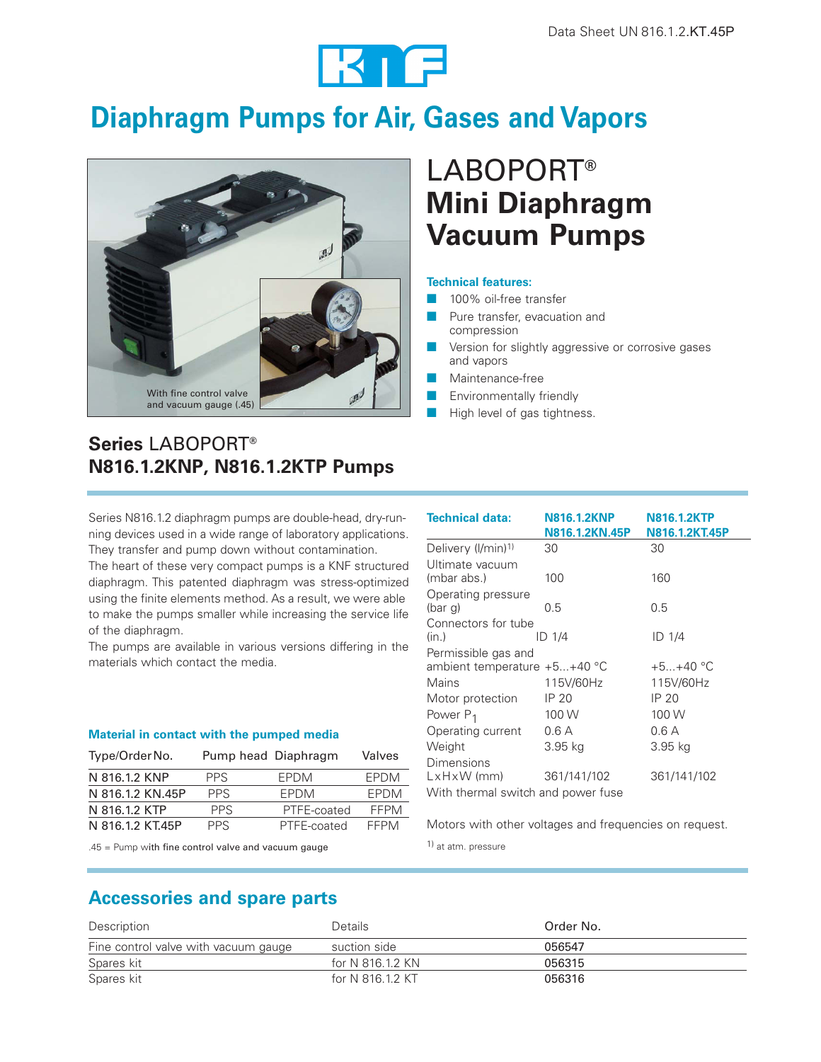Data Sheet UN 816.1.2.KT.45P

# Diaphragm Pumps for Air, Gases and Vapors

With fine control valve and vacuum gauge (.45)

## LABOPORT® Mini Diaphragm Vacuum Pumps

**Technical features:**

- 100% oil-free transfer
- Pure transfer, evacuation and compression
- Version for slightly aggressive or corrosive gases and vapors
- Maintenance-free
- Environmentally friendly
- High level of gas tightness.

## Series LABOPORT® N816.1.2KNP, N816.1.2KTP Pumps

Series N816.1.2 diaphragm pumps are double-head, dry-running devices used in a wide range of laboratory applications. They transfer and pump down without contamination.

The heart of these very compact pumps is a KNF structured diaphragm. This patented diaphragm was stress-optimized using the finite elements method. As a result, we were able to make the pumps smaller while increasing the service life of the diaphragm.

The pumps are available in various versions differing in the materials which contact the media.

**Material in contact with the pumped media**

| Type/Order No. | Pump head | Diaphragm | Valves |
|---|---|---|---|
| N 816.1.2 KNP | PPS | EPDM | EPDM |
| N 816.1.2 KN.45P | PPS | EPDM | EPDM |
| N 816.1.2 KTP | PPS | PTFE-coated | FFPM |
| N 816.1.2 KT.45P | PPS | PTFE-coated | FFPM |

.45 = Pump with fine control valve and vacuum gauge

| Technical data: | N816.1.2KNP N816.1.2KN.45P | N816.1.2KTP N816.1.2KT.45P |
|---|---|---|
| Delivery (l/min)[1] | 30 | 30 |
| Ultimate vacuum (mbar abs.) | 100 | 160 |
| Operating pressure (bar g) | 0.5 | 0.5 |
| Connectors for tube (in.) | ID 1/4 | ID 1/4 |
| Permissible gas and ambient temperature | +5...+40 °C | +5...+40 °C |
| Mains | 115V/60Hz | 115V/60Hz |
| Motor protection | IP 20 | IP 20 |
| Power $P_1$ | 100 W | 100 W |
| Operating current | 0.6 A | 0.6 A |
| Weight | 3.95 kg | 3.95 kg |
| Dimensions L×H×W (mm) | 361/141/102 | 361/141/102 |

With thermal switch and power fuse

Motors with other voltages and frequencies on request.

[1] at atm. pressure

## Accessories and spare parts

| Description | Details | Order No. |
|---|---|---|
| Fine control valve with vacuum gauge | suction side | 056547 |
| Spares kit | for N 816.1.2 KN | 056315 |
| Spares kit | for N 816.1.2 KT | 056316 |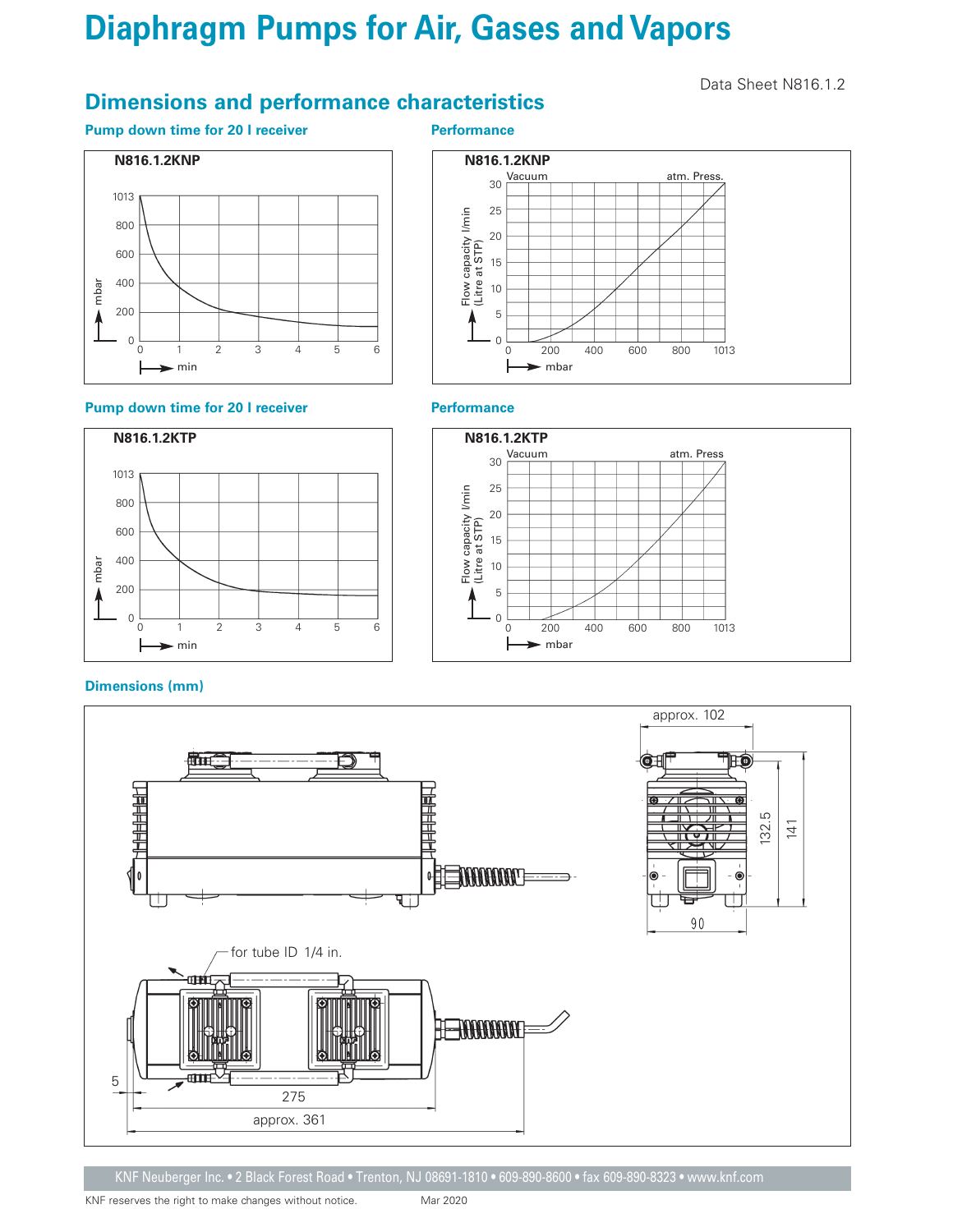# Diaphragm Pumps for Air, Gases and Vapors

Data Sheet N816.1.2

## Dimensions and performance characteristics

### Pump down time for 20 l receiver

N816.1.2KNP

1013
800
600
400
200
0
mbar
0 1 2 3 4 5 6
min

### Performance

N816.1.2KNP

Vacuum
atm. Press.

30
25
20
15
10
5
0
Flow capacity l/min (Litre at STP)
0 200 400 600 800 1013
mbar

### Pump down time for 20 l receiver

N816.1.2KTP

1013
800
600
400
200
0
mbar
0 1 2 3 4 5 6
min

### Performance

N816.1.2KTP

Vacuum
atm. Press

30
25
20
15
10
5
0
Flow capacity l/min (Litre at STP)
0 200 400 600 800 1013
mbar

### Dimensions (mm)

approx. 102
132.5
141
90
for tube ID 1/4 in.
5
275
approx. 361

KNF Neuberger Inc. • 2 Black Forest Road • Trenton, NJ 08691-1810 • 609-890-8600 • fax 609-890-8323 • www.knf.com

KNF reserves the right to make changes without notice. Mar 2020